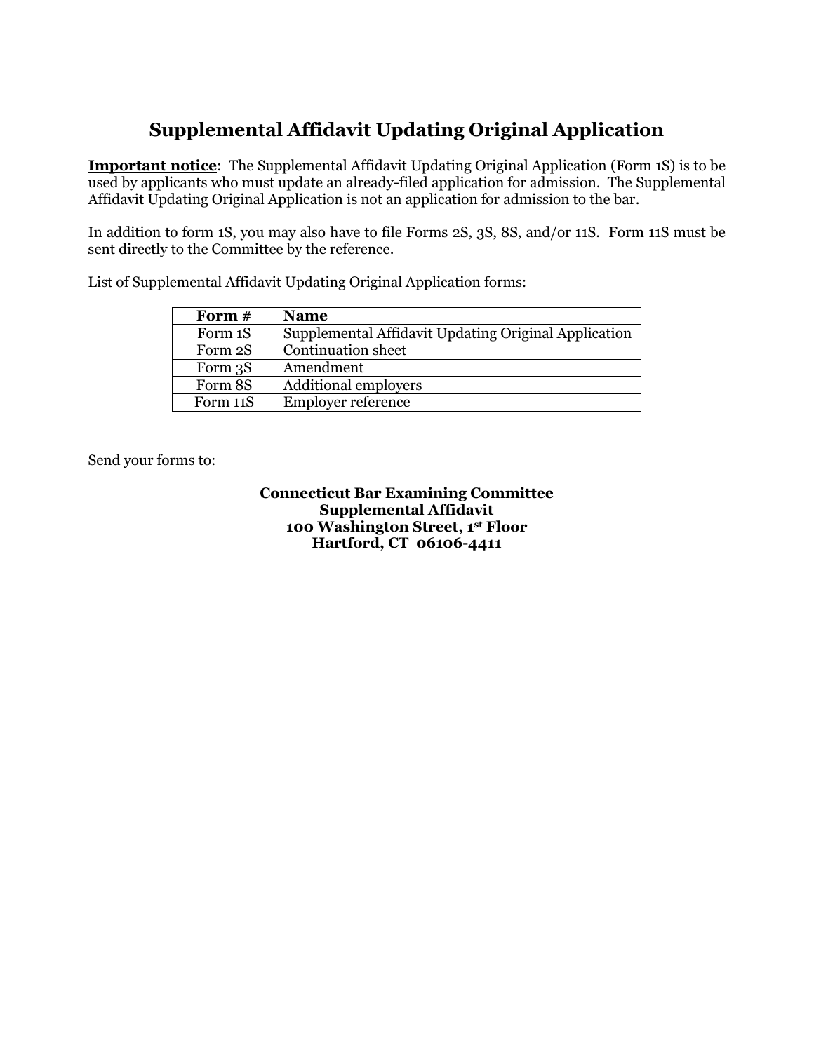# Supplemental Affidavit Updating Original Application

**Important notice**: The Supplemental Affidavit Updating Original Application (Form 1S) is to be used by applicants who must update an already-filed application for admission. The Supplemental Affidavit Updating Original Application is not an application for admission to the bar.

In addition to form 1S, you may also have to file Forms 2S, 3S, 8S, and/or 11S. Form 11S must be sent directly to the Committee by the reference.

List of Supplemental Affidavit Updating Original Application forms:

| Form # | Name |
|---|---|
| Form 1S | Supplemental Affidavit Updating Original Application |
| Form 2S | Continuation sheet |
| Form 3S | Amendment |
| Form 8S | Additional employers |
| Form 11S | Employer reference |

Send your forms to:

**Connecticut Bar Examining Committee**
**Supplemental Affidavit**
**100 Washington Street, 1st Floor**
**Hartford, CT 06106-4411**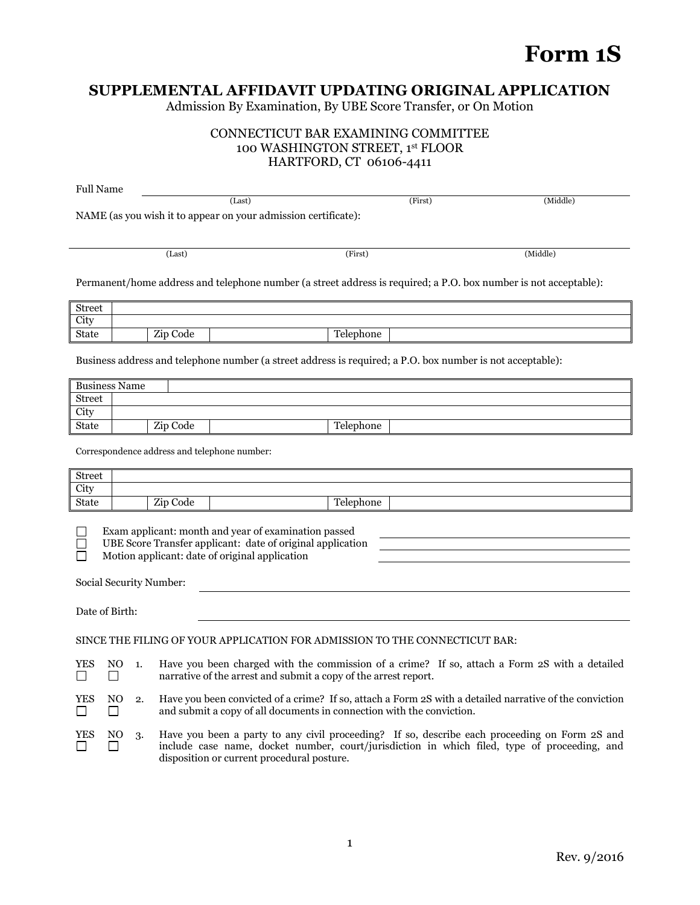# Form 1S

## SUPPLEMENTAL AFFIDAVIT UPDATING ORIGINAL APPLICATION

Admission By Examination, By UBE Score Transfer, or On Motion

CONNECTICUT BAR EXAMINING COMMITTEE
100 WASHINGTON STREET, 1st FLOOR
HARTFORD, CT 06106-4411

Full Name ______________________________________________

(Last) (First) (Middle)

NAME (as you wish it to appear on your admission certificate):

______________________________________________

(Last) (First) (Middle)

Permanent/home address and telephone number (a street address is required; a P.O. box number is not acceptable):

| Street | | | | | |
|---|---|---|---|---|---|
| City | | | | | |
| State | | Zip Code | | Telephone | |

Business address and telephone number (a street address is required; a P.O. box number is not acceptable):

| Business Name | | | | | |
|---|---|---|---|---|---|
| Street | | | | | |
| City | | | | | |
| State | | Zip Code | | Telephone | |

Correspondence address and telephone number:

| Street | | | | | |
|---|---|---|---|---|---|
| City | | | | | |
| State | | Zip Code | | Telephone | |

☐ Exam applicant: month and year of examination passed ______________________
☐ UBE Score Transfer applicant: date of original application ______________________
☐ Motion applicant: date of original application ______________________

Social Security Number: ______________________

Date of Birth: ______________________

SINCE THE FILING OF YOUR APPLICATION FOR ADMISSION TO THE CONNECTICUT BAR:

YES ☐ NO ☐ 1. Have you been charged with the commission of a crime? If so, attach a Form 2S with a detailed narrative of the arrest and submit a copy of the arrest report.

YES ☐ NO ☐ 2. Have you been convicted of a crime? If so, attach a Form 2S with a detailed narrative of the conviction and submit a copy of all documents in connection with the conviction.

YES ☐ NO ☐ 3. Have you been a party to any civil proceeding? If so, describe each proceeding on Form 2S and include case name, docket number, court/jurisdiction in which filed, type of proceeding, and disposition or current procedural posture.

Rev. 9/2016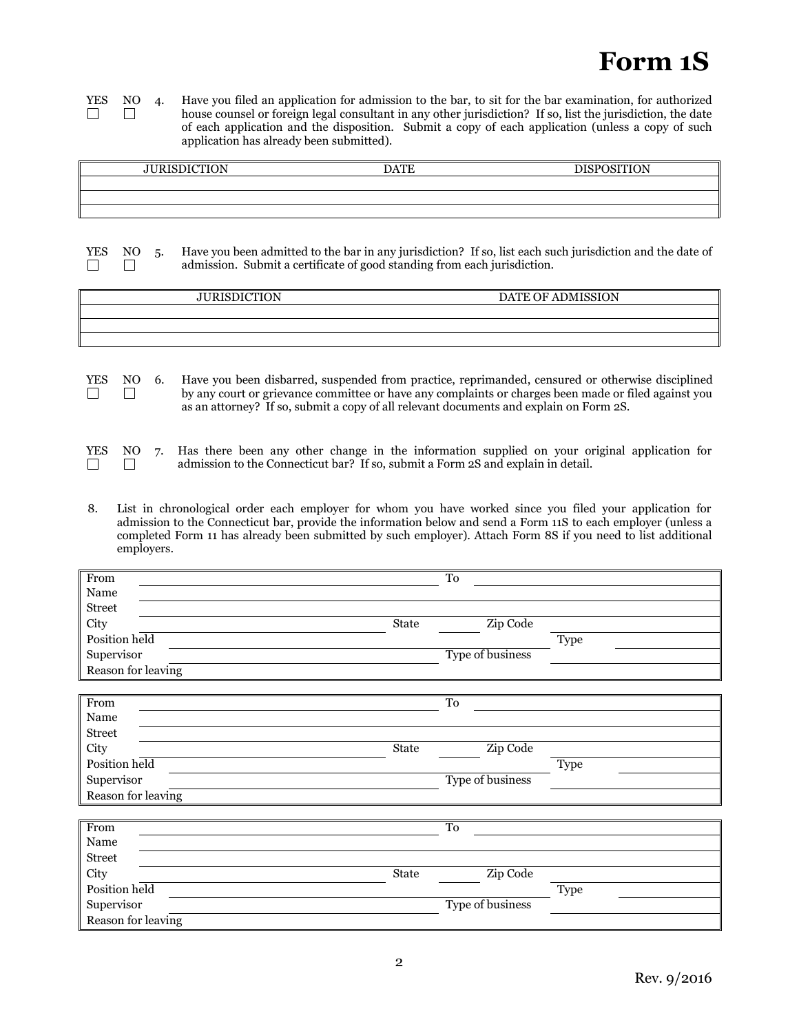# Form 1S

YES ☐ NO ☐ 4. Have you filed an application for admission to the bar, to sit for the bar examination, for authorized house counsel or foreign legal consultant in any other jurisdiction? If so, list the jurisdiction, the date of each application and the disposition. Submit a copy of each application (unless a copy of such application has already been submitted).

| JURISDICTION | DATE | DISPOSITION |
|---|---|---|
| | | |
| | | |
| | | |

YES ☐ NO ☐ 5. Have you been admitted to the bar in any jurisdiction? If so, list each such jurisdiction and the date of admission. Submit a certificate of good standing from each jurisdiction.

| JURISDICTION | DATE OF ADMISSION |
|---|---|
| | |
| | |
| | |

YES ☐ NO ☐ 6. Have you been disbarred, suspended from practice, reprimanded, censured or otherwise disciplined by any court or grievance committee or have any complaints or charges been made or filed against you as an attorney? If so, submit a copy of all relevant documents and explain on Form 2S.

YES ☐ NO ☐ 7. Has there been any other change in the information supplied on your original application for admission to the Connecticut bar? If so, submit a Form 2S and explain in detail.

8. List in chronological order each employer for whom you have worked since you filed your application for admission to the Connecticut bar, provide the information below and send a Form 11S to each employer (unless a completed Form 11 has already been submitted by such employer). Attach Form 8S if you need to list additional employers.

From ______________________ To ______________________
Name ______________________
Street ______________________
City ______________________ State ______ Zip Code ______
Position held ______________________ Type ______
Supervisor ______________________ Type of business ______
Reason for leaving ______________________

From ______________________ To ______________________
Name ______________________
Street ______________________
City ______________________ State ______ Zip Code ______
Position held ______________________ Type ______
Supervisor ______________________ Type of business ______
Reason for leaving ______________________

From ______________________ To ______________________
Name ______________________
Street ______________________
City ______________________ State ______ Zip Code ______
Position held ______________________ Type ______
Supervisor ______________________ Type of business ______
Reason for leaving ______________________

Rev. 9/2016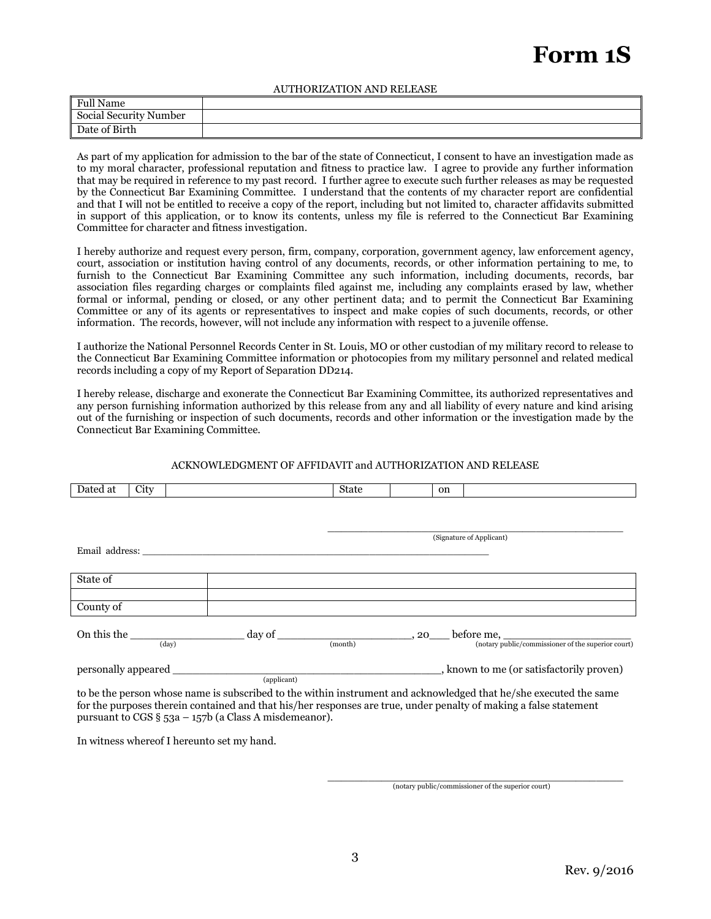# Form 1S

AUTHORIZATION AND RELEASE

| | |
|---|---|
| Full Name | |
| Social Security Number | |
| Date of Birth | |

As part of my application for admission to the bar of the state of Connecticut, I consent to have an investigation made as to my moral character, professional reputation and fitness to practice law. I agree to provide any further information that may be required in reference to my past record. I further agree to execute such further releases as may be requested by the Connecticut Bar Examining Committee. I understand that the contents of my character report are confidential and that I will not be entitled to receive a copy of the report, including but not limited to, character affidavits submitted in support of this application, or to know its contents, unless my file is referred to the Connecticut Bar Examining Committee for character and fitness investigation.

I hereby authorize and request every person, firm, company, corporation, government agency, law enforcement agency, court, association or institution having control of any documents, records, or other information pertaining to me, to furnish to the Connecticut Bar Examining Committee any such information, including documents, records, bar association files regarding charges or complaints filed against me, including any complaints erased by law, whether formal or informal, pending or closed, or any other pertinent data; and to permit the Connecticut Bar Examining Committee or any of its agents or representatives to inspect and make copies of such documents, records, or other information. The records, however, will not include any information with respect to a juvenile offense.

I authorize the National Personnel Records Center in St. Louis, MO or other custodian of my military record to release to the Connecticut Bar Examining Committee information or photocopies from my military personnel and related medical records including a copy of my Report of Separation DD214.

I hereby release, discharge and exonerate the Connecticut Bar Examining Committee, its authorized representatives and any person furnishing information authorized by this release from any and all liability of every nature and kind arising out of the furnishing or inspection of such documents, records and other information or the investigation made by the Connecticut Bar Examining Committee.

ACKNOWLEDGMENT OF AFFIDAVIT and AUTHORIZATION AND RELEASE

| | | | | | | |
|---|---|---|---|---|---|---|
| Dated at | City | | State | | on | |

_______________________________________________
(Signature of Applicant)

Email address: _______________________________________________

| | |
|---|---|
| State of | |
| | |
| County of | |

On this the ________________ day of ____________________, 20___ before me, ____________________
(day) (month) (notary public/commissioner of the superior court)

personally appeared ________________________________________, known to me (or satisfactorily proven)
(applicant)

to be the person whose name is subscribed to the within instrument and acknowledged that he/she executed the same for the purposes therein contained and that his/her responses are true, under penalty of making a false statement pursuant to CGS § 53a – 157b (a Class A misdemeanor).

In witness whereof I hereunto set my hand.

_______________________________________________
(notary public/commissioner of the superior court)

Rev. 9/2016